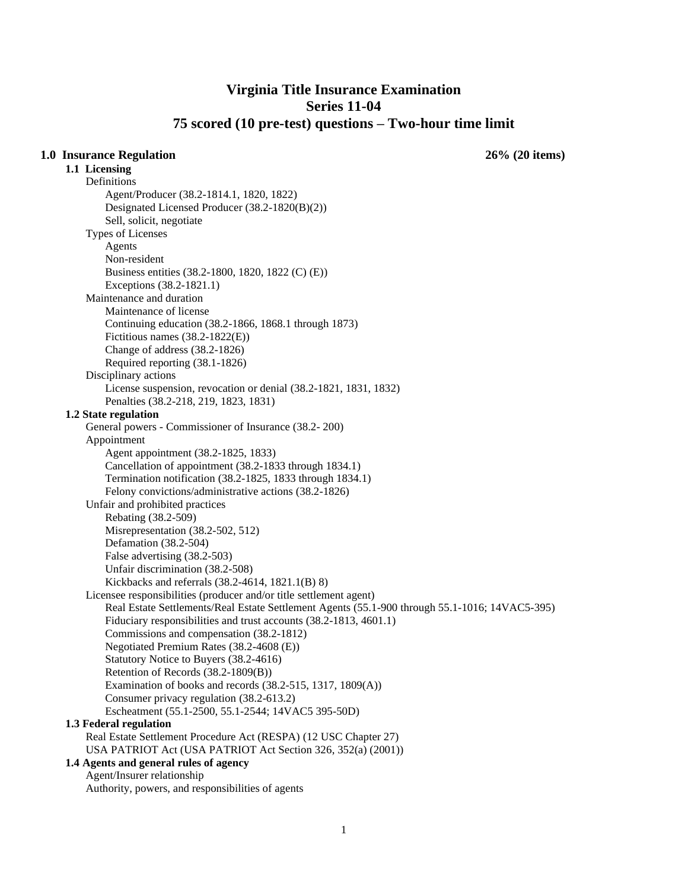# Virginia Title Insurance Examination
# Series 11-04
# 75 scored (10 pre-test) questions – Two-hour time limit

## 1.0 Insurance Regulation — 26% (20 items)

### 1.1 Licensing

- Definitions
  - Agent/Producer (38.2-1814.1, 1820, 1822)
  - Designated Licensed Producer (38.2-1820(B)(2))
  - Sell, solicit, negotiate
- Types of Licenses
  - Agents
  - Non-resident
  - Business entities (38.2-1800, 1820, 1822 (C) (E))
  - Exceptions (38.2-1821.1)
- Maintenance and duration
  - Maintenance of license
  - Continuing education (38.2-1866, 1868.1 through 1873)
  - Fictitious names (38.2-1822(E))
  - Change of address (38.2-1826)
  - Required reporting (38.1-1826)
- Disciplinary actions
  - License suspension, revocation or denial (38.2-1821, 1831, 1832)
  - Penalties (38.2-218, 219, 1823, 1831)

### 1.2 State regulation

- General powers - Commissioner of Insurance (38.2- 200)
- Appointment
  - Agent appointment (38.2-1825, 1833)
  - Cancellation of appointment (38.2-1833 through 1834.1)
  - Termination notification (38.2-1825, 1833 through 1834.1)
  - Felony convictions/administrative actions (38.2-1826)
- Unfair and prohibited practices
  - Rebating (38.2-509)
  - Misrepresentation (38.2-502, 512)
  - Defamation (38.2-504)
  - False advertising (38.2-503)
  - Unfair discrimination (38.2-508)
  - Kickbacks and referrals (38.2-4614, 1821.1(B) 8)
- Licensee responsibilities (producer and/or title settlement agent)
  - Real Estate Settlements/Real Estate Settlement Agents (55.1-900 through 55.1-1016; 14VAC5-395)
  - Fiduciary responsibilities and trust accounts (38.2-1813, 4601.1)
  - Commissions and compensation (38.2-1812)
  - Negotiated Premium Rates (38.2-4608 (E))
  - Statutory Notice to Buyers (38.2-4616)
  - Retention of Records (38.2-1809(B))
  - Examination of books and records (38.2-515, 1317, 1809(A))
  - Consumer privacy regulation (38.2-613.2)
  - Escheatment (55.1-2500, 55.1-2544; 14VAC5 395-50D)

### 1.3 Federal regulation

- Real Estate Settlement Procedure Act (RESPA) (12 USC Chapter 27)
- USA PATRIOT Act (USA PATRIOT Act Section 326, 352(a) (2001))

### 1.4 Agents and general rules of agency

- Agent/Insurer relationship
- Authority, powers, and responsibilities of agents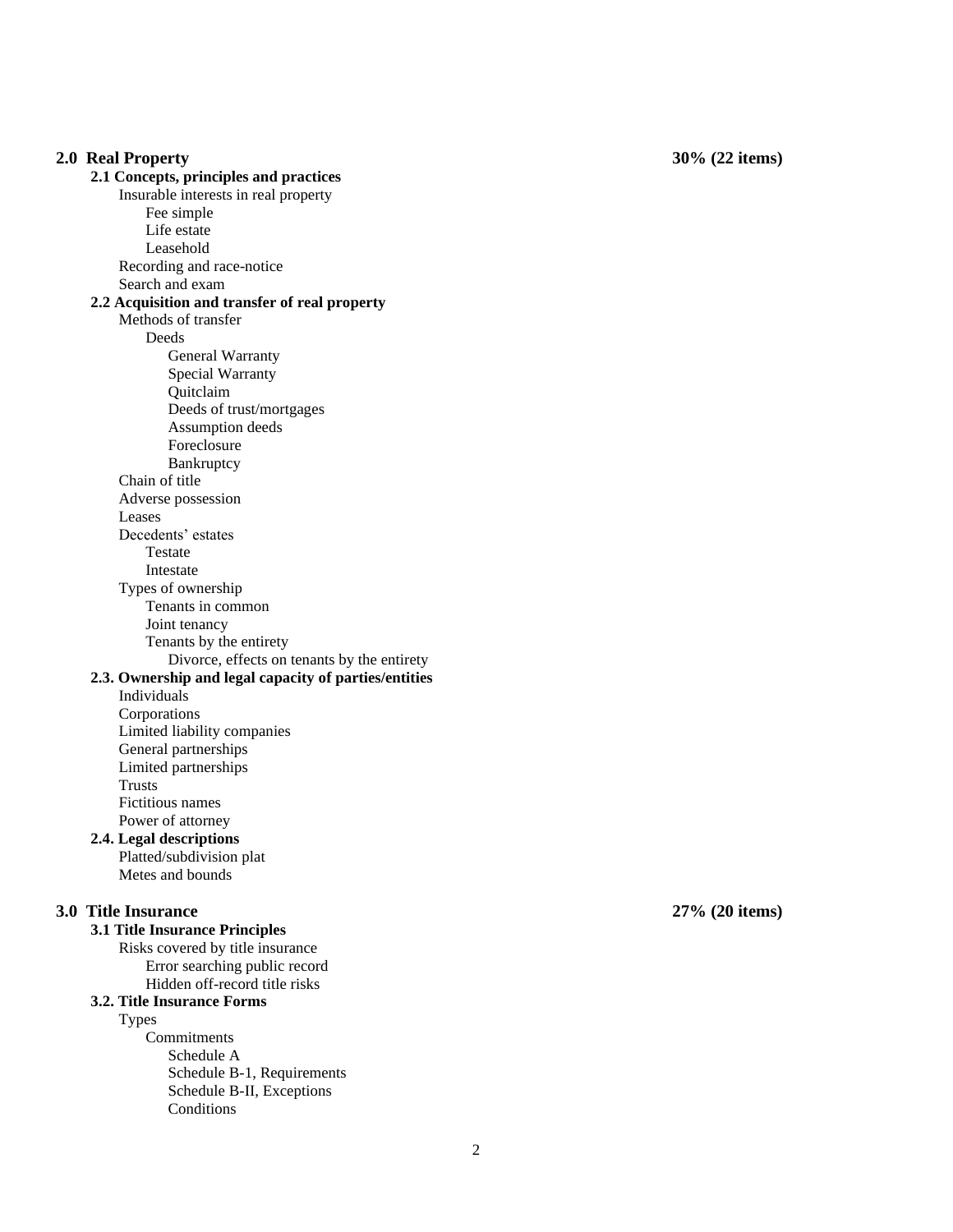## 2.0 Real Property — 30% (22 items)

### 2.1 Concepts, principles and practices

- Insurable interests in real property
  - Fee simple
  - Life estate
  - Leasehold
- Recording and race-notice
- Search and exam

### 2.2 Acquisition and transfer of real property

- Methods of transfer
  - Deeds
    - General Warranty
    - Special Warranty
    - Quitclaim
    - Deeds of trust/mortgages
    - Assumption deeds
    - Foreclosure
    - Bankruptcy
- Chain of title
- Adverse possession
- Leases
- Decedents' estates
  - Testate
  - Intestate
- Types of ownership
  - Tenants in common
  - Joint tenancy
  - Tenants by the entirety
    - Divorce, effects on tenants by the entirety

### 2.3. Ownership and legal capacity of parties/entities

- Individuals
- Corporations
- Limited liability companies
- General partnerships
- Limited partnerships
- Trusts
- Fictitious names
- Power of attorney

### 2.4. Legal descriptions

- Platted/subdivision plat
- Metes and bounds

## 3.0 Title Insurance — 27% (20 items)

### 3.1 Title Insurance Principles

- Risks covered by title insurance
  - Error searching public record
  - Hidden off-record title risks

### 3.2. Title Insurance Forms

- Types
  - Commitments
    - Schedule A
    - Schedule B-1, Requirements
    - Schedule B-II, Exceptions
    - Conditions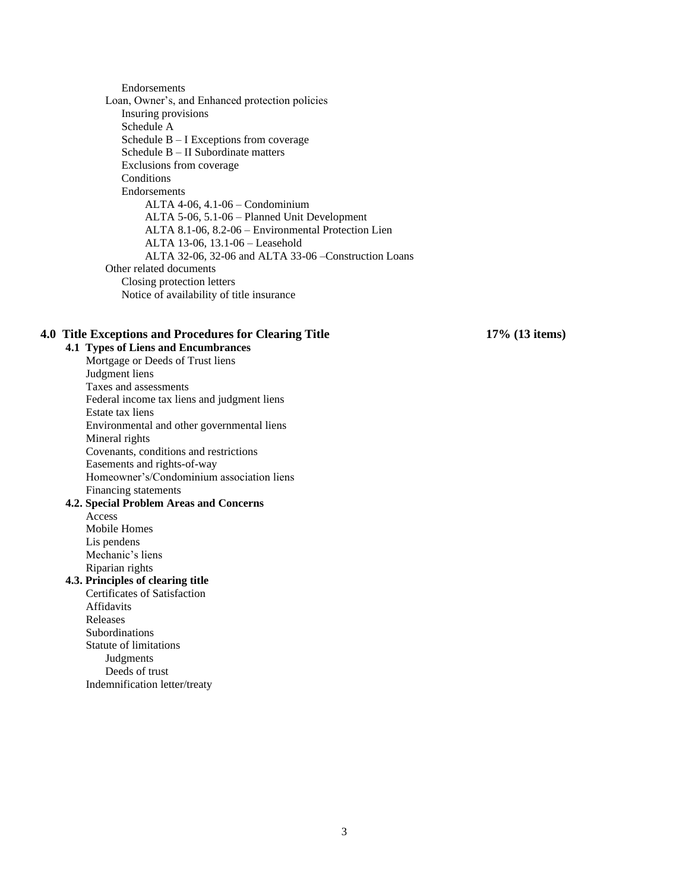- Endorsements
- Loan, Owner's, and Enhanced protection policies
  - Insuring provisions
  - Schedule A
  - Schedule B – I Exceptions from coverage
  - Schedule B – II Subordinate matters
  - Exclusions from coverage
  - Conditions
  - Endorsements
    - ALTA 4-06, 4.1-06 – Condominium
    - ALTA 5-06, 5.1-06 – Planned Unit Development
    - ALTA 8.1-06, 8.2-06 – Environmental Protection Lien
    - ALTA 13-06, 13.1-06 – Leasehold
    - ALTA 32-06, 32-06 and ALTA 33-06 –Construction Loans
- Other related documents
  - Closing protection letters
  - Notice of availability of title insurance

## 4.0 Title Exceptions and Procedures for Clearing Title — 17% (13 items)

### 4.1 Types of Liens and Encumbrances

- Mortgage or Deeds of Trust liens
- Judgment liens
- Taxes and assessments
- Federal income tax liens and judgment liens
- Estate tax liens
- Environmental and other governmental liens
- Mineral rights
- Covenants, conditions and restrictions
- Easements and rights-of-way
- Homeowner's/Condominium association liens
- Financing statements

### 4.2. Special Problem Areas and Concerns

- Access
- Mobile Homes
- Lis pendens
- Mechanic's liens
- Riparian rights

### 4.3. Principles of clearing title

- Certificates of Satisfaction
- Affidavits
- Releases
- Subordinations
- Statute of limitations
  - Judgments
  - Deeds of trust
- Indemnification letter/treaty